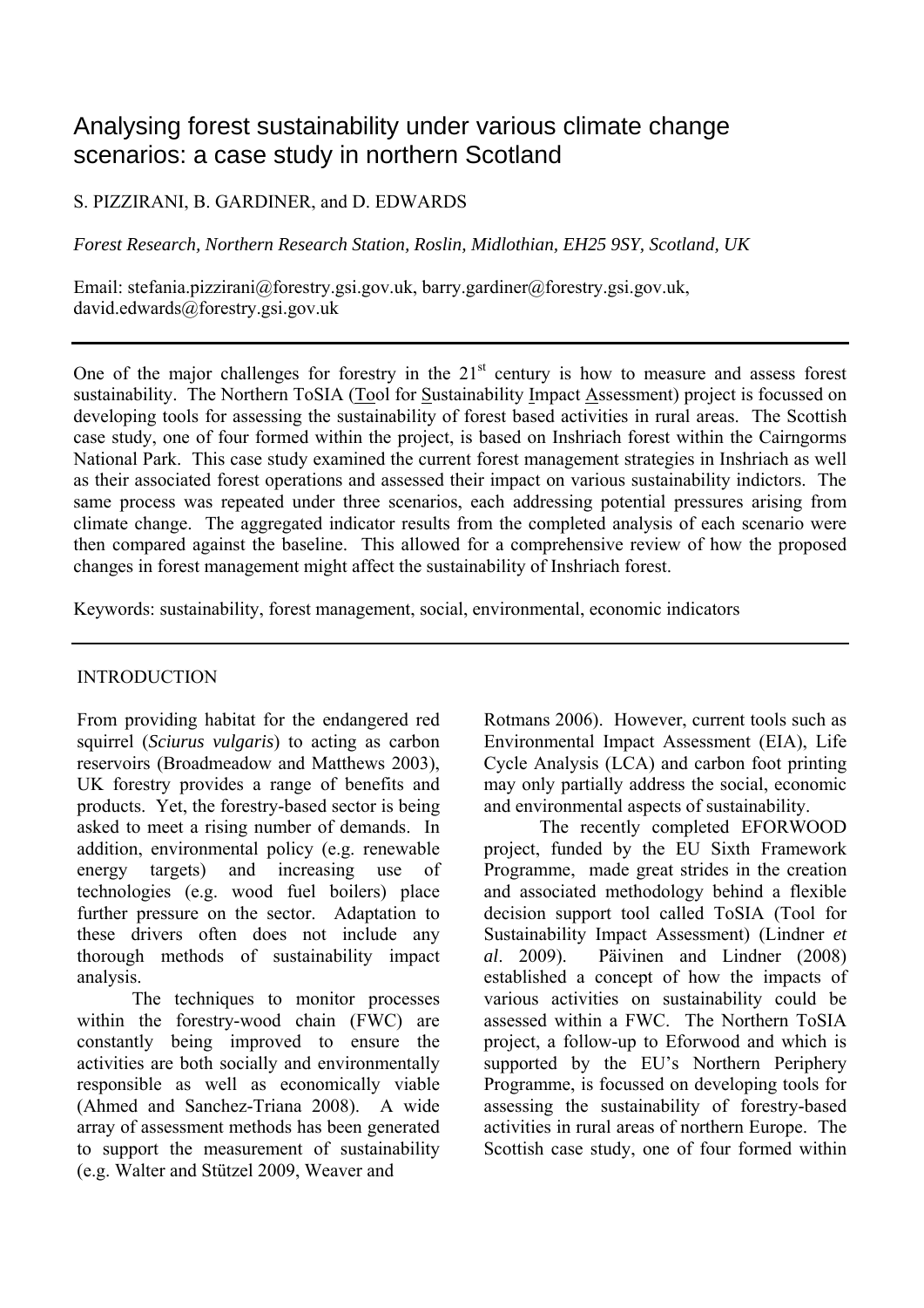# Analysing forest sustainability under various climate change scenarios: a case study in northern Scotland

S. PIZZIRANI, B. GARDINER, and D. EDWARDS

*Forest Research, Northern Research Station, Roslin, Midlothian, EH25 9SY, Scotland, UK*

Email: stefania.pizzirani@forestry.gsi.gov.uk, barry.gardiner@forestry.gsi.gov.uk, david.edwards@forestry.gsi.gov.uk

---

One of the major challenges for forestry in the 21st century is how to measure and assess forest sustainability. The Northern ToSIA (Tool for Sustainability Impact Assessment) project is focussed on developing tools for assessing the sustainability of forest based activities in rural areas. The Scottish case study, one of four formed within the project, is based on Inshriach forest within the Cairngorms National Park. This case study examined the current forest management strategies in Inshriach as well as their associated forest operations and assessed their impact on various sustainability indictors. The same process was repeated under three scenarios, each addressing potential pressures arising from climate change. The aggregated indicator results from the completed analysis of each scenario were then compared against the baseline. This allowed for a comprehensive review of how the proposed changes in forest management might affect the sustainability of Inshriach forest.

Keywords: sustainability, forest management, social, environmental, economic indicators

---

## INTRODUCTION

From providing habitat for the endangered red squirrel (*Sciurus vulgaris*) to acting as carbon reservoirs (Broadmeadow and Matthews 2003), UK forestry provides a range of benefits and products. Yet, the forestry-based sector is being asked to meet a rising number of demands. In addition, environmental policy (e.g. renewable energy targets) and increasing use of technologies (e.g. wood fuel boilers) place further pressure on the sector. Adaptation to these drivers often does not include any thorough methods of sustainability impact analysis.

The techniques to monitor processes within the forestry-wood chain (FWC) are constantly being improved to ensure the activities are both socially and environmentally responsible as well as economically viable (Ahmed and Sanchez-Triana 2008). A wide array of assessment methods has been generated to support the measurement of sustainability (e.g. Walter and Stützel 2009, Weaver and Rotmans 2006). However, current tools such as Environmental Impact Assessment (EIA), Life Cycle Analysis (LCA) and carbon foot printing may only partially address the social, economic and environmental aspects of sustainability.

The recently completed EFORWOOD project, funded by the EU Sixth Framework Programme, made great strides in the creation and associated methodology behind a flexible decision support tool called ToSIA (Tool for Sustainability Impact Assessment) (Lindner *et al*. 2009). Päivinen and Lindner (2008) established a concept of how the impacts of various activities on sustainability could be assessed within a FWC. The Northern ToSIA project, a follow-up to Eforwood and which is supported by the EU's Northern Periphery Programme, is focussed on developing tools for assessing the sustainability of forestry-based activities in rural areas of northern Europe. The Scottish case study, one of four formed within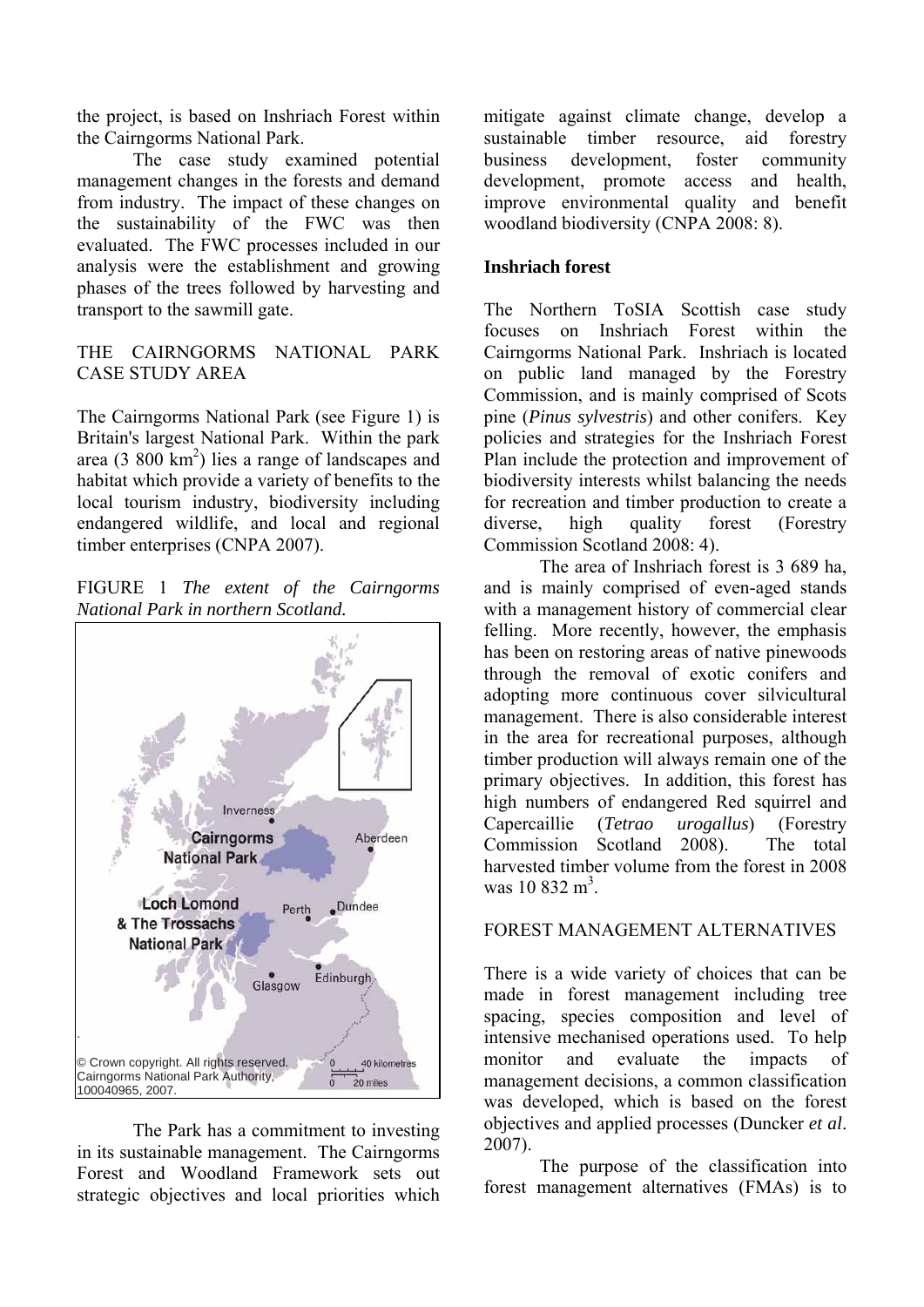the project, is based on Inshriach Forest within the Cairngorms National Park.

The case study examined potential management changes in the forests and demand from industry. The impact of these changes on the sustainability of the FWC was then evaluated. The FWC processes included in our analysis were the establishment and growing phases of the trees followed by harvesting and transport to the sawmill gate.

## THE CAIRNGORMS NATIONAL PARK CASE STUDY AREA

The Cairngorms National Park (see Figure 1) is Britain's largest National Park. Within the park area (3 800 km$^2$) lies a range of landscapes and habitat which provide a variety of benefits to the local tourism industry, biodiversity including endangered wildlife, and local and regional timber enterprises (CNPA 2007).

FIGURE 1 *The extent of the Cairngorms National Park in northern Scotland.*

© Crown copyright. All rights reserved. Cairngorms National Park Authority, 100040965, 2007.

The Park has a commitment to investing in its sustainable management. The Cairngorms Forest and Woodland Framework sets out strategic objectives and local priorities which mitigate against climate change, develop a sustainable timber resource, aid forestry business development, foster community development, promote access and health, improve environmental quality and benefit woodland biodiversity (CNPA 2008: 8).

### Inshriach forest

The Northern ToSIA Scottish case study focuses on Inshriach Forest within the Cairngorms National Park. Inshriach is located on public land managed by the Forestry Commission, and is mainly comprised of Scots pine (*Pinus sylvestris*) and other conifers. Key policies and strategies for the Inshriach Forest Plan include the protection and improvement of biodiversity interests whilst balancing the needs for recreation and timber production to create a diverse, high quality forest (Forestry Commission Scotland 2008: 4).

The area of Inshriach forest is 3 689 ha, and is mainly comprised of even-aged stands with a management history of commercial clear felling. More recently, however, the emphasis has been on restoring areas of native pinewoods through the removal of exotic conifers and adopting more continuous cover silvicultural management. There is also considerable interest in the area for recreational purposes, although timber production will always remain one of the primary objectives. In addition, this forest has high numbers of endangered Red squirrel and Capercaillie (*Tetrao urogallus*) (Forestry Commission Scotland 2008). The total harvested timber volume from the forest in 2008 was 10 832 m$^3$.

## FOREST MANAGEMENT ALTERNATIVES

There is a wide variety of choices that can be made in forest management including tree spacing, species composition and level of intensive mechanised operations used. To help monitor and evaluate the impacts of management decisions, a common classification was developed, which is based on the forest objectives and applied processes (Duncker *et al*. 2007).

The purpose of the classification into forest management alternatives (FMAs) is to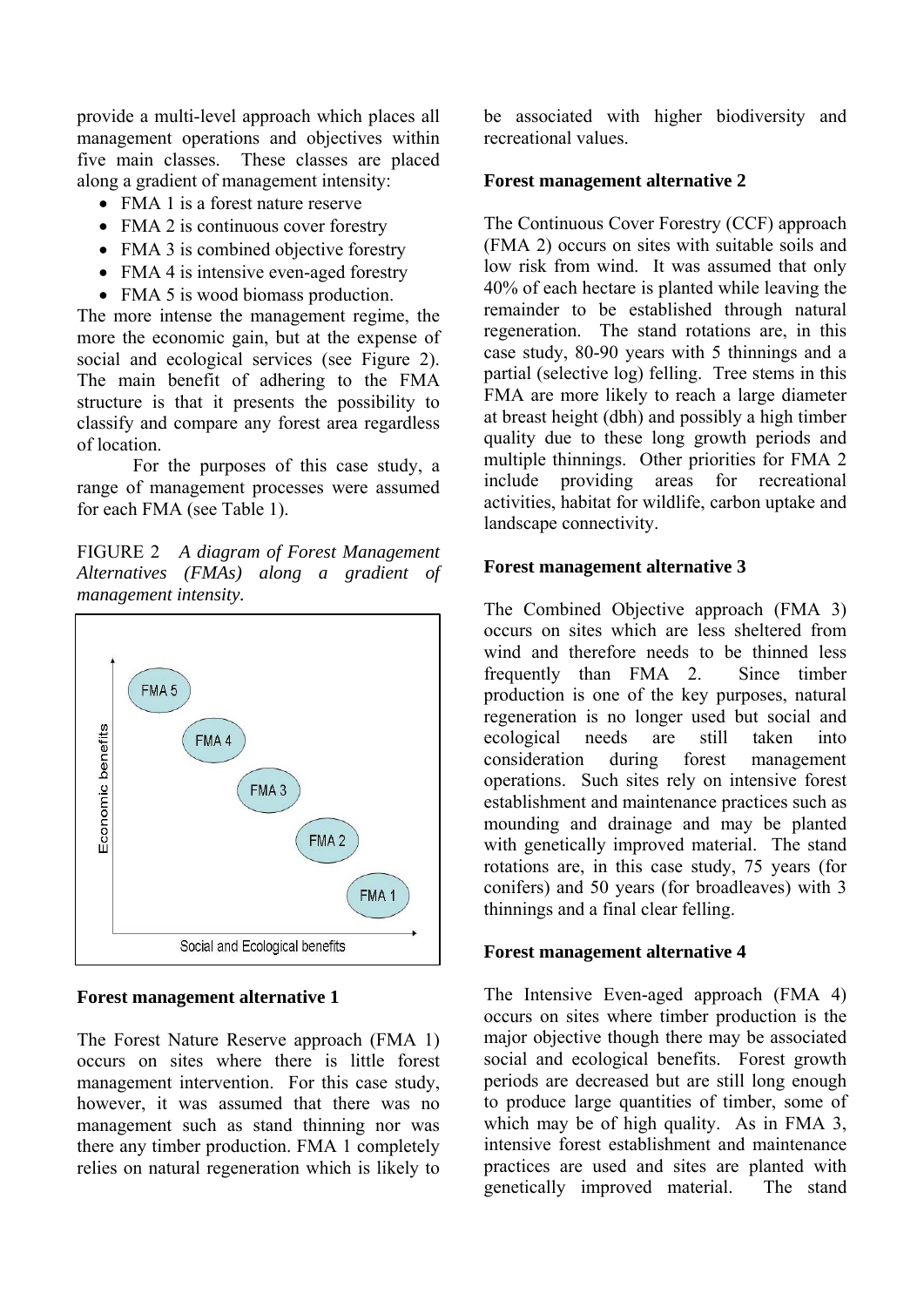provide a multi-level approach which places all management operations and objectives within five main classes. These classes are placed along a gradient of management intensity:

- FMA 1 is a forest nature reserve
- FMA 2 is continuous cover forestry
- FMA 3 is combined objective forestry
- FMA 4 is intensive even-aged forestry
- FMA 5 is wood biomass production.

The more intense the management regime, the more the economic gain, but at the expense of social and ecological services (see Figure 2). The main benefit of adhering to the FMA structure is that it presents the possibility to classify and compare any forest area regardless of location.

For the purposes of this case study, a range of management processes were assumed for each FMA (see Table 1).

FIGURE 2 *A diagram of Forest Management Alternatives (FMAs) along a gradient of management intensity.*

### Forest management alternative 1

The Forest Nature Reserve approach (FMA 1) occurs on sites where there is little forest management intervention. For this case study, however, it was assumed that there was no management such as stand thinning nor was there any timber production. FMA 1 completely relies on natural regeneration which is likely to be associated with higher biodiversity and recreational values.

### Forest management alternative 2

The Continuous Cover Forestry (CCF) approach (FMA 2) occurs on sites with suitable soils and low risk from wind. It was assumed that only 40% of each hectare is planted while leaving the remainder to be established through natural regeneration. The stand rotations are, in this case study, 80-90 years with 5 thinnings and a partial (selective log) felling. Tree stems in this FMA are more likely to reach a large diameter at breast height (dbh) and possibly a high timber quality due to these long growth periods and multiple thinnings. Other priorities for FMA 2 include providing areas for recreational activities, habitat for wildlife, carbon uptake and landscape connectivity.

### Forest management alternative 3

The Combined Objective approach (FMA 3) occurs on sites which are less sheltered from wind and therefore needs to be thinned less frequently than FMA 2. Since timber production is one of the key purposes, natural regeneration is no longer used but social and ecological needs are still taken into consideration during forest management operations. Such sites rely on intensive forest establishment and maintenance practices such as mounding and drainage and may be planted with genetically improved material. The stand rotations are, in this case study, 75 years (for conifers) and 50 years (for broadleaves) with 3 thinnings and a final clear felling.

### Forest management alternative 4

The Intensive Even-aged approach (FMA 4) occurs on sites where timber production is the major objective though there may be associated social and ecological benefits. Forest growth periods are decreased but are still long enough to produce large quantities of timber, some of which may be of high quality. As in FMA 3, intensive forest establishment and maintenance practices are used and sites are planted with genetically improved material. The stand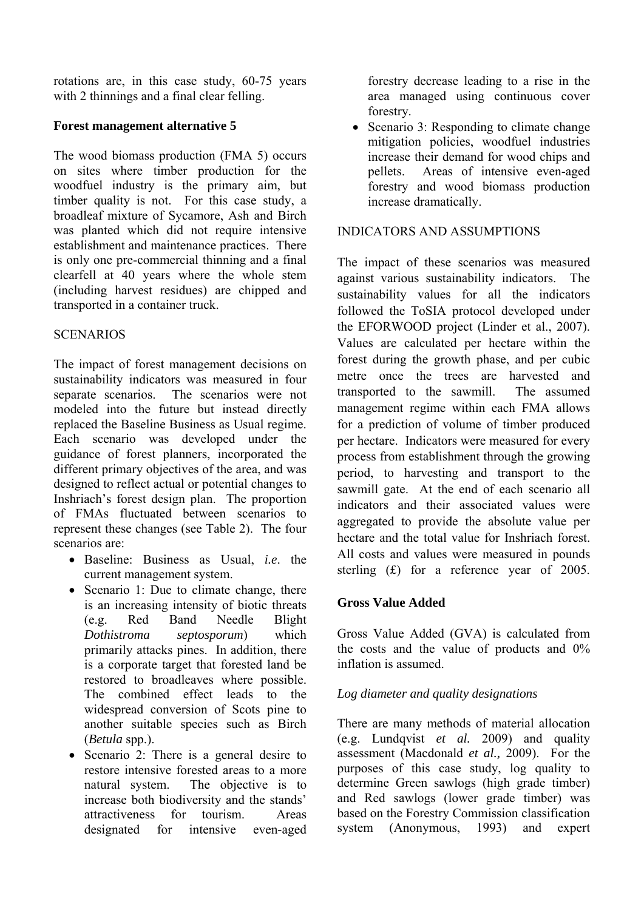rotations are, in this case study, 60-75 years with 2 thinnings and a final clear felling.

**Forest management alternative 5**

The wood biomass production (FMA 5) occurs on sites where timber production for the woodfuel industry is the primary aim, but timber quality is not. For this case study, a broadleaf mixture of Sycamore, Ash and Birch was planted which did not require intensive establishment and maintenance practices. There is only one pre-commercial thinning and a final clearfell at 40 years where the whole stem (including harvest residues) are chipped and transported in a container truck.

SCENARIOS

The impact of forest management decisions on sustainability indicators was measured in four separate scenarios. The scenarios were not modeled into the future but instead directly replaced the Baseline Business as Usual regime. Each scenario was developed under the guidance of forest planners, incorporated the different primary objectives of the area, and was designed to reflect actual or potential changes to Inshriach's forest design plan. The proportion of FMAs fluctuated between scenarios to represent these changes (see Table 2). The four scenarios are:

- Baseline: Business as Usual, *i.e*. the current management system.
- Scenario 1: Due to climate change, there is an increasing intensity of biotic threats (e.g. Red Band Needle Blight *Dothistroma septosporum*) which primarily attacks pines. In addition, there is a corporate target that forested land be restored to broadleaves where possible. The combined effect leads to the widespread conversion of Scots pine to another suitable species such as Birch (*Betula* spp.).
- Scenario 2: There is a general desire to restore intensive forested areas to a more natural system. The objective is to increase both biodiversity and the stands' attractiveness for tourism. Areas designated for intensive even-aged forestry decrease leading to a rise in the area managed using continuous cover forestry.
- Scenario 3: Responding to climate change mitigation policies, woodfuel industries increase their demand for wood chips and pellets. Areas of intensive even-aged forestry and wood biomass production increase dramatically.

INDICATORS AND ASSUMPTIONS

The impact of these scenarios was measured against various sustainability indicators. The sustainability values for all the indicators followed the ToSIA protocol developed under the EFORWOOD project (Linder et al., 2007). Values are calculated per hectare within the forest during the growth phase, and per cubic metre once the trees are harvested and transported to the sawmill. The assumed management regime within each FMA allows for a prediction of volume of timber produced per hectare. Indicators were measured for every process from establishment through the growing period, to harvesting and transport to the sawmill gate. At the end of each scenario all indicators and their associated values were aggregated to provide the absolute value per hectare and the total value for Inshriach forest. All costs and values were measured in pounds sterling (£) for a reference year of 2005.

**Gross Value Added**

Gross Value Added (GVA) is calculated from the costs and the value of products and 0% inflation is assumed.

*Log diameter and quality designations*

There are many methods of material allocation (e.g. Lundqvist *et al.* 2009) and quality assessment (Macdonald *et al.,* 2009). For the purposes of this case study, log quality to determine Green sawlogs (high grade timber) and Red sawlogs (lower grade timber) was based on the Forestry Commission classification system (Anonymous, 1993) and expert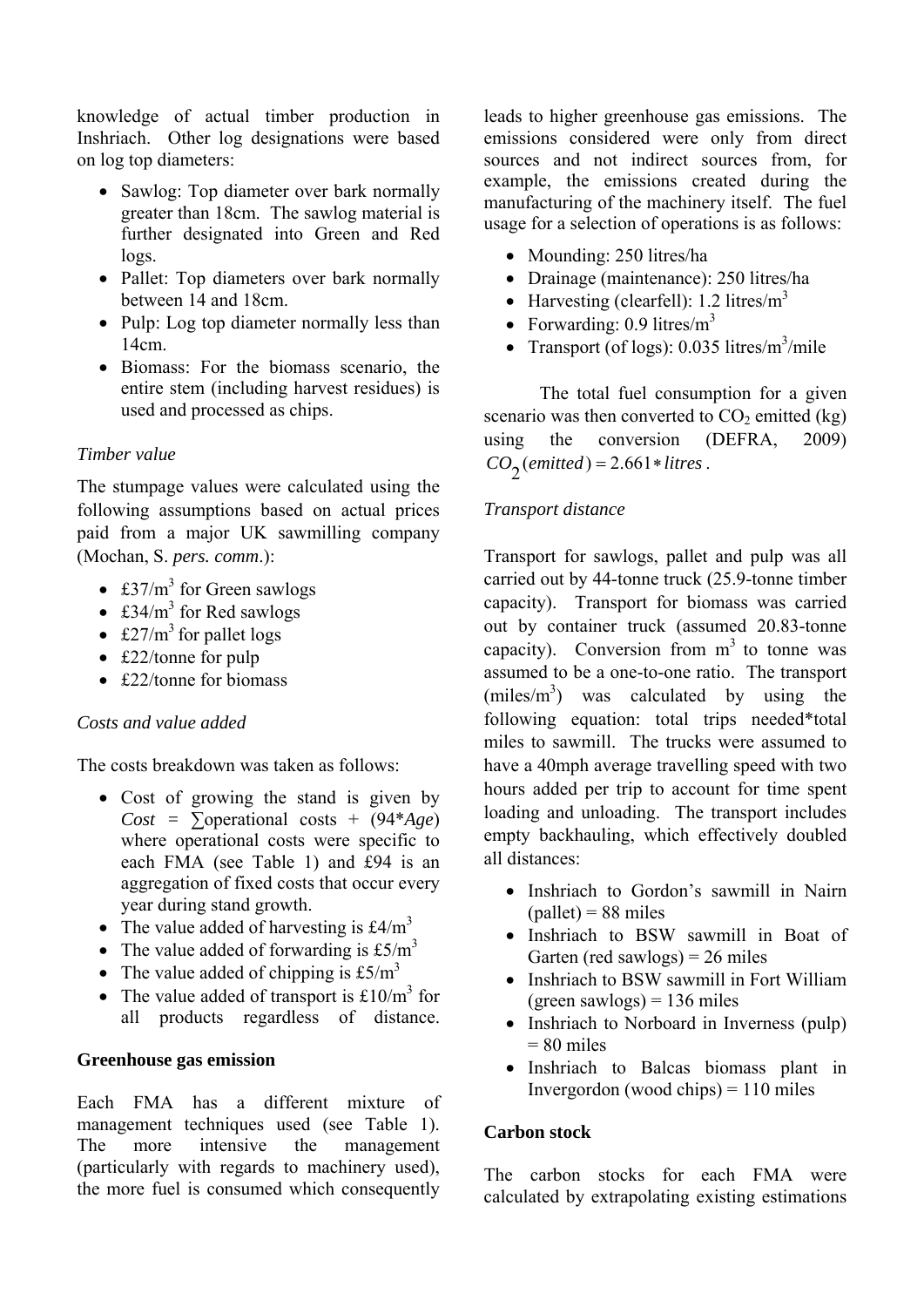knowledge of actual timber production in Inshriach. Other log designations were based on log top diameters:

- Sawlog: Top diameter over bark normally greater than 18cm. The sawlog material is further designated into Green and Red logs.
- Pallet: Top diameters over bark normally between 14 and 18cm.
- Pulp: Log top diameter normally less than 14cm.
- Biomass: For the biomass scenario, the entire stem (including harvest residues) is used and processed as chips.

*Timber value*

The stumpage values were calculated using the following assumptions based on actual prices paid from a major UK sawmilling company (Mochan, S. *pers. comm*.):

- £37/$m^3$ for Green sawlogs
- £34/$m^3$ for Red sawlogs
- £27/$m^3$ for pallet logs
- £22/tonne for pulp
- £22/tonne for biomass

*Costs and value added*

The costs breakdown was taken as follows:

- Cost of growing the stand is given by $Cost = \sum \text{operational costs} + (94{*}Age)$ where operational costs were specific to each FMA (see Table 1) and £94 is an aggregation of fixed costs that occur every year during stand growth.
- The value added of harvesting is £4/$m^3$
- The value added of forwarding is £5/$m^3$
- The value added of chipping is £5/$m^3$
- The value added of transport is £10/$m^3$ for all products regardless of distance.

**Greenhouse gas emission**

Each FMA has a different mixture of management techniques used (see Table 1). The more intensive the management (particularly with regards to machinery used), the more fuel is consumed which consequently leads to higher greenhouse gas emissions. The emissions considered were only from direct sources and not indirect sources from, for example, the emissions created during the manufacturing of the machinery itself. The fuel usage for a selection of operations is as follows:

- Mounding: 250 litres/ha
- Drainage (maintenance): 250 litres/ha
- Harvesting (clearfell): 1.2 litres/$m^3$
- Forwarding: 0.9 litres/$m^3$
- Transport (of logs): 0.035 litres/$m^3$/mile

The total fuel consumption for a given scenario was then converted to $CO_2$ emitted (kg) using the conversion (DEFRA, 2009) $CO_2(emitted) = 2.661 * litres$.

*Transport distance*

Transport for sawlogs, pallet and pulp was all carried out by 44-tonne truck (25.9-tonne timber capacity). Transport for biomass was carried out by container truck (assumed 20.83-tonne capacity). Conversion from $m^3$ to tonne was assumed to be a one-to-one ratio. The transport (miles/$m^3$) was calculated by using the following equation: total trips needed*total miles to sawmill. The trucks were assumed to have a 40mph average travelling speed with two hours added per trip to account for time spent loading and unloading. The transport includes empty backhauling, which effectively doubled all distances:

- Inshriach to Gordon's sawmill in Nairn (pallet) = 88 miles
- Inshriach to BSW sawmill in Boat of Garten (red sawlogs) = 26 miles
- Inshriach to BSW sawmill in Fort William (green sawlogs) = 136 miles
- Inshriach to Norboard in Inverness (pulp) = 80 miles
- Inshriach to Balcas biomass plant in Invergordon (wood chips) = 110 miles

**Carbon stock**

The carbon stocks for each FMA were calculated by extrapolating existing estimations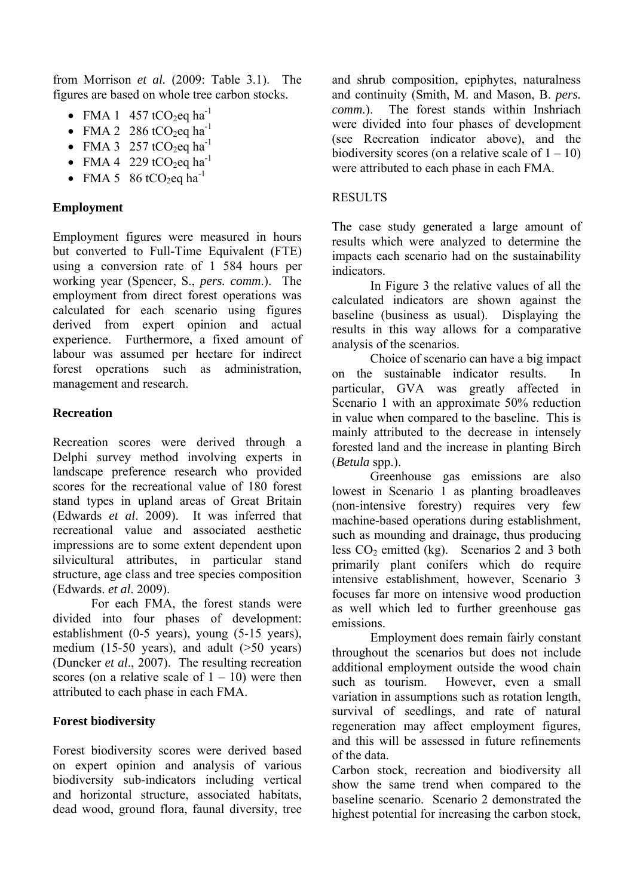from Morrison *et al.* (2009: Table 3.1). The figures are based on whole tree carbon stocks.

- FMA 1 457 $tCO_2eq\ ha^{-1}$
- FMA 2 286 $tCO_2eq\ ha^{-1}$
- FMA 3 257 $tCO_2eq\ ha^{-1}$
- FMA 4 229 $tCO_2eq\ ha^{-1}$
- FMA 5 86 $tCO_2eq\ ha^{-1}$

**Employment**

Employment figures were measured in hours but converted to Full-Time Equivalent (FTE) using a conversion rate of 1 584 hours per working year (Spencer, S., *pers. comm*.). The employment from direct forest operations was calculated for each scenario using figures derived from expert opinion and actual experience. Furthermore, a fixed amount of labour was assumed per hectare for indirect forest operations such as administration, management and research.

**Recreation**

Recreation scores were derived through a Delphi survey method involving experts in landscape preference research who provided scores for the recreational value of 180 forest stand types in upland areas of Great Britain (Edwards *et al*. 2009). It was inferred that recreational value and associated aesthetic impressions are to some extent dependent upon silvicultural attributes, in particular stand structure, age class and tree species composition (Edwards. *et al*. 2009).

For each FMA, the forest stands were divided into four phases of development: establishment (0-5 years), young (5-15 years), medium (15-50 years), and adult (>50 years) (Duncker *et al*., 2007). The resulting recreation scores (on a relative scale of 1 – 10) were then attributed to each phase in each FMA.

**Forest biodiversity**

Forest biodiversity scores were derived based on expert opinion and analysis of various biodiversity sub-indicators including vertical and horizontal structure, associated habitats, dead wood, ground flora, faunal diversity, tree and shrub composition, epiphytes, naturalness and continuity (Smith, M. and Mason, B. *pers. comm.*). The forest stands within Inshriach were divided into four phases of development (see Recreation indicator above), and the biodiversity scores (on a relative scale of 1 – 10) were attributed to each phase in each FMA.

RESULTS

The case study generated a large amount of results which were analyzed to determine the impacts each scenario had on the sustainability indicators.

In Figure 3 the relative values of all the calculated indicators are shown against the baseline (business as usual). Displaying the results in this way allows for a comparative analysis of the scenarios.

Choice of scenario can have a big impact on the sustainable indicator results. In particular, GVA was greatly affected in Scenario 1 with an approximate 50% reduction in value when compared to the baseline. This is mainly attributed to the decrease in intensely forested land and the increase in planting Birch (*Betula* spp.).

Greenhouse gas emissions are also lowest in Scenario 1 as planting broadleaves (non-intensive forestry) requires very few machine-based operations during establishment, such as mounding and drainage, thus producing less $CO_2$ emitted (kg). Scenarios 2 and 3 both primarily plant conifers which do require intensive establishment, however, Scenario 3 focuses far more on intensive wood production as well which led to further greenhouse gas emissions.

Employment does remain fairly constant throughout the scenarios but does not include additional employment outside the wood chain such as tourism. However, even a small variation in assumptions such as rotation length, survival of seedlings, and rate of natural regeneration may affect employment figures, and this will be assessed in future refinements of the data.

Carbon stock, recreation and biodiversity all show the same trend when compared to the baseline scenario. Scenario 2 demonstrated the highest potential for increasing the carbon stock,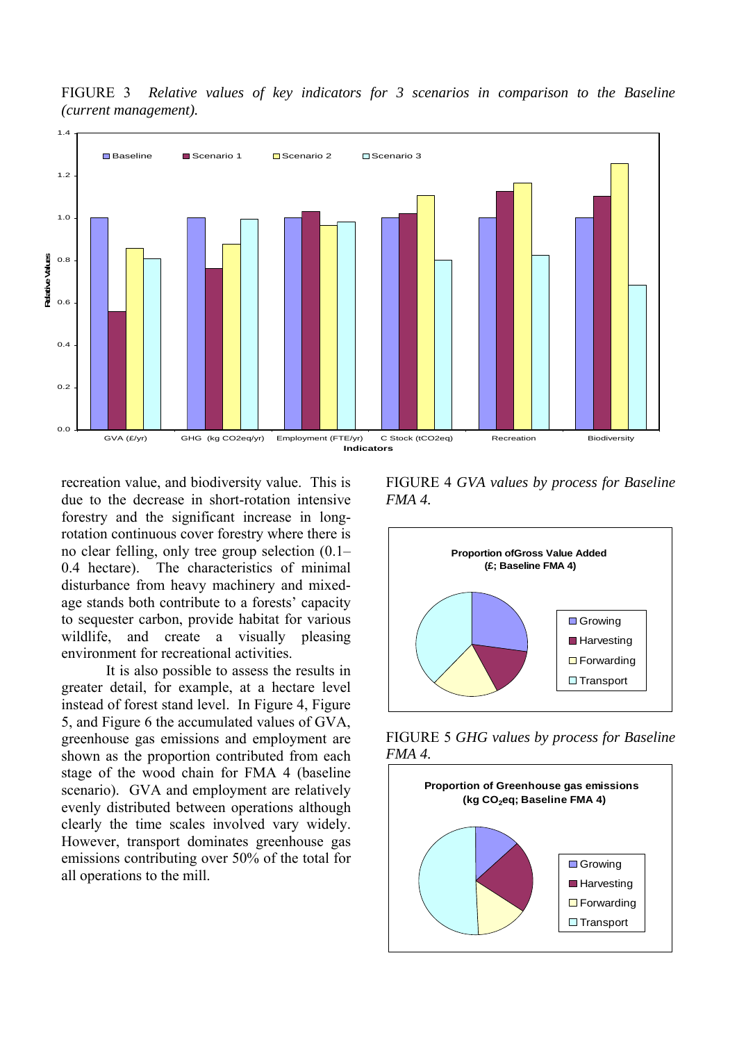FIGURE 3 *Relative values of key indicators for 3 scenarios in comparison to the Baseline (current management).*

recreation value, and biodiversity value. This is due to the decrease in short-rotation intensive forestry and the significant increase in long-rotation continuous cover forestry where there is no clear felling, only tree group selection (0.1–0.4 hectare). The characteristics of minimal disturbance from heavy machinery and mixed-age stands both contribute to a forests' capacity to sequester carbon, provide habitat for various wildlife, and create a visually pleasing environment for recreational activities.

It is also possible to assess the results in greater detail, for example, at a hectare level instead of forest stand level. In Figure 4, Figure 5, and Figure 6 the accumulated values of GVA, greenhouse gas emissions and employment are shown as the proportion contributed from each stage of the wood chain for FMA 4 (baseline scenario). GVA and employment are relatively evenly distributed between operations although clearly the time scales involved vary widely. However, transport dominates greenhouse gas emissions contributing over 50% of the total for all operations to the mill.

FIGURE 4 *GVA values by process for Baseline FMA 4.*

FIGURE 5 *GHG values by process for Baseline FMA 4.*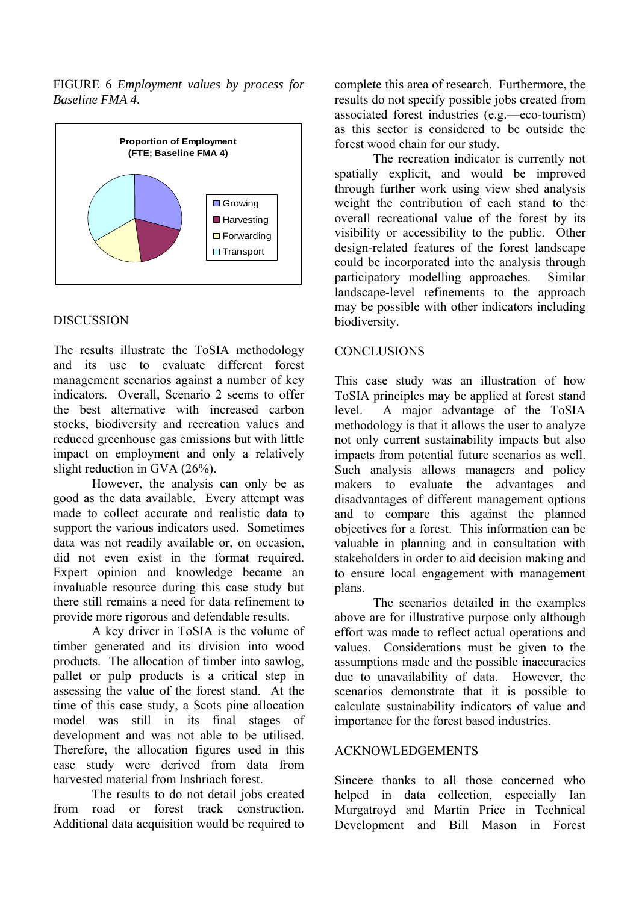FIGURE 6 *Employment values by process for Baseline FMA 4.*

## DISCUSSION

The results illustrate the ToSIA methodology and its use to evaluate different forest management scenarios against a number of key indicators. Overall, Scenario 2 seems to offer the best alternative with increased carbon stocks, biodiversity and recreation values and reduced greenhouse gas emissions but with little impact on employment and only a relatively slight reduction in GVA (26%).

However, the analysis can only be as good as the data available. Every attempt was made to collect accurate and realistic data to support the various indicators used. Sometimes data was not readily available or, on occasion, did not even exist in the format required. Expert opinion and knowledge became an invaluable resource during this case study but there still remains a need for data refinement to provide more rigorous and defendable results.

A key driver in ToSIA is the volume of timber generated and its division into wood products. The allocation of timber into sawlog, pallet or pulp products is a critical step in assessing the value of the forest stand. At the time of this case study, a Scots pine allocation model was still in its final stages of development and was not able to be utilised. Therefore, the allocation figures used in this case study were derived from data from harvested material from Inshriach forest.

The results to do not detail jobs created from road or forest track construction. Additional data acquisition would be required to complete this area of research. Furthermore, the results do not specify possible jobs created from associated forest industries (e.g.—eco-tourism) as this sector is considered to be outside the forest wood chain for our study.

The recreation indicator is currently not spatially explicit, and would be improved through further work using view shed analysis weight the contribution of each stand to the overall recreational value of the forest by its visibility or accessibility to the public. Other design-related features of the forest landscape could be incorporated into the analysis through participatory modelling approaches. Similar landscape-level refinements to the approach may be possible with other indicators including biodiversity.

## CONCLUSIONS

This case study was an illustration of how ToSIA principles may be applied at forest stand level. A major advantage of the ToSIA methodology is that it allows the user to analyze not only current sustainability impacts but also impacts from potential future scenarios as well. Such analysis allows managers and policy makers to evaluate the advantages and disadvantages of different management options and to compare this against the planned objectives for a forest. This information can be valuable in planning and in consultation with stakeholders in order to aid decision making and to ensure local engagement with management plans.

The scenarios detailed in the examples above are for illustrative purpose only although effort was made to reflect actual operations and values. Considerations must be given to the assumptions made and the possible inaccuracies due to unavailability of data. However, the scenarios demonstrate that it is possible to calculate sustainability indicators of value and importance for the forest based industries.

## ACKNOWLEDGEMENTS

Sincere thanks to all those concerned who helped in data collection, especially Ian Murgatroyd and Martin Price in Technical Development and Bill Mason in Forest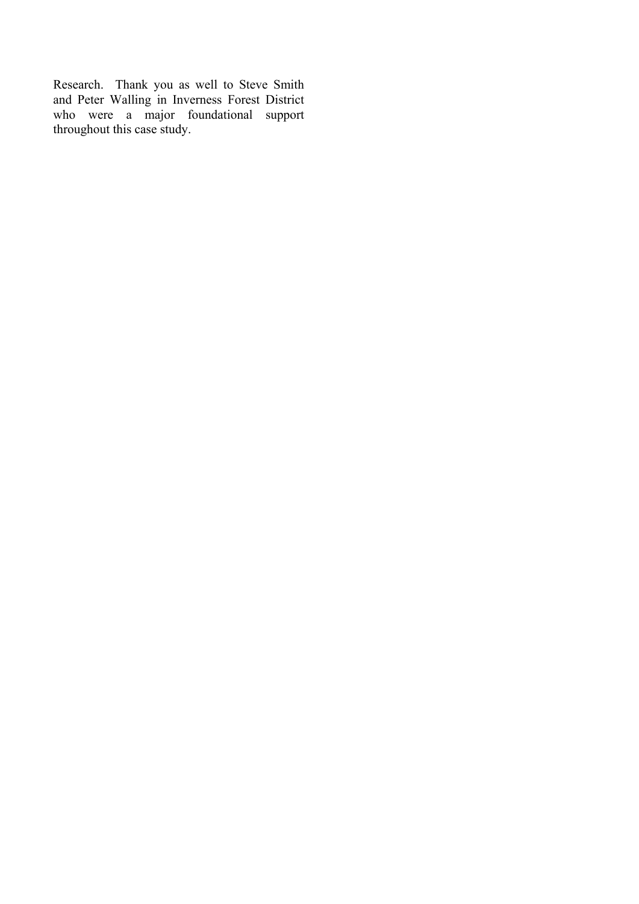Research. Thank you as well to Steve Smith and Peter Walling in Inverness Forest District who were a major foundational support throughout this case study.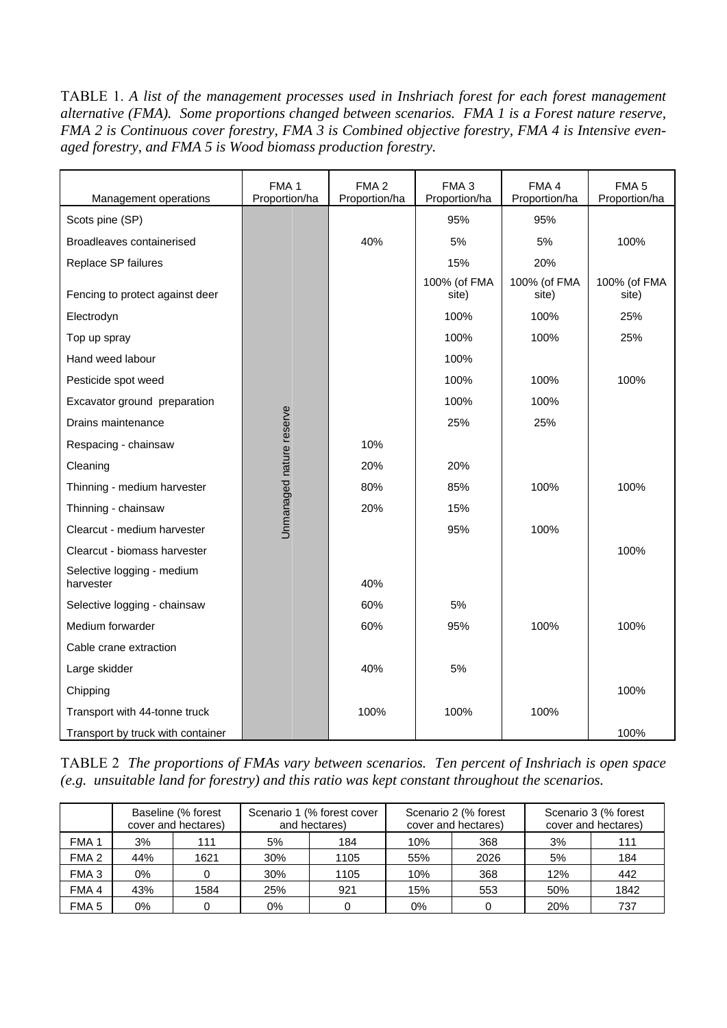TABLE 1. *A list of the management processes used in Inshriach forest for each forest management alternative (FMA). Some proportions changed between scenarios. FMA 1 is a Forest nature reserve, FMA 2 is Continuous cover forestry, FMA 3 is Combined objective forestry, FMA 4 is Intensive even-aged forestry, and FMA 5 is Wood biomass production forestry.*

| Management operations | FMA 1 Proportion/ha | FMA 2 Proportion/ha | FMA 3 Proportion/ha | FMA 4 Proportion/ha | FMA 5 Proportion/ha |
|---|---|---|---|---|---|
| Scots pine (SP) | Unmanaged nature reserve | | 95% | 95% | |
| Broadleaves containerised | | 40% | 5% | 5% | 100% |
| Replace SP failures | | | 15% | 20% | |
| Fencing to protect against deer | | | 100% (of FMA site) | 100% (of FMA site) | 100% (of FMA site) |
| Electrodyn | | | 100% | 100% | 25% |
| Top up spray | | | 100% | 100% | 25% |
| Hand weed labour | | | 100% | | |
| Pesticide spot weed | | | 100% | 100% | 100% |
| Excavator ground preparation | | | 100% | 100% | |
| Drains maintenance | | | 25% | 25% | |
| Respacing - chainsaw | | 10% | | | |
| Cleaning | | 20% | 20% | | |
| Thinning - medium harvester | | 80% | 85% | 100% | 100% |
| Thinning - chainsaw | | 20% | 15% | | |
| Clearcut - medium harvester | | | 95% | 100% | |
| Clearcut - biomass harvester | | | | | 100% |
| Selective logging - medium harvester | | 40% | | | |
| Selective logging - chainsaw | | 60% | 5% | | |
| Medium forwarder | | 60% | 95% | 100% | 100% |
| Cable crane extraction | | | | | |
| Large skidder | | 40% | 5% | | |
| Chipping | | | | | 100% |
| Transport with 44-tonne truck | | 100% | 100% | 100% | |
| Transport by truck with container | | | | | 100% |

TABLE 2 *The proportions of FMAs vary between scenarios. Ten percent of Inshriach is open space (e.g. unsuitable land for forestry) and this ratio was kept constant throughout the scenarios.*

| | Baseline (% forest cover and hectares) | | Scenario 1 (% forest cover and hectares) | | Scenario 2 (% forest cover and hectares) | | Scenario 3 (% forest cover and hectares) | |
|---|---|---|---|---|---|---|---|---|
| FMA 1 | 3% | 111 | 5% | 184 | 10% | 368 | 3% | 111 |
| FMA 2 | 44% | 1621 | 30% | 1105 | 55% | 2026 | 5% | 184 |
| FMA 3 | 0% | 0 | 30% | 1105 | 10% | 368 | 12% | 442 |
| FMA 4 | 43% | 1584 | 25% | 921 | 15% | 553 | 50% | 1842 |
| FMA 5 | 0% | 0 | 0% | 0 | 0% | 0 | 20% | 737 |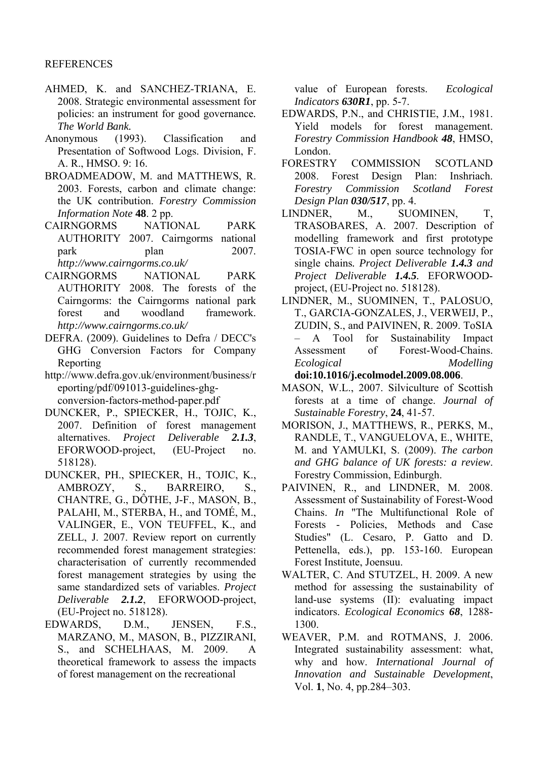REFERENCES

AHMED, K. and SANCHEZ-TRIANA, E. 2008. Strategic environmental assessment for policies: an instrument for good governance. *The World Bank.*

Anonymous (1993). Classification and Presentation of Softwood Logs. Division, F. A. R., HMSO. 9: 16.

BROADMEADOW, M. and MATTHEWS, R. 2003. Forests, carbon and climate change: the UK contribution. *Forestry Commission Information Note* **48**. 2 pp.

CAIRNGORMS NATIONAL PARK AUTHORITY 2007. Cairngorms national park plan 2007. *http://www.cairngorms.co.uk/*

CAIRNGORMS NATIONAL PARK AUTHORITY 2008. The forests of the Cairngorms: the Cairngorms national park forest and woodland framework. *http://www.cairngorms.co.uk/*

DEFRA. (2009). Guidelines to Defra / DECC's GHG Conversion Factors for Company Reporting http://www.defra.gov.uk/environment/business/reporting/pdf/091013-guidelines-ghg-conversion-factors-method-paper.pdf

DUNCKER, P., SPIECKER, H., TOJIC, K., 2007. Definition of forest management alternatives. *Project Deliverable **2.1.3***, EFORWOOD-project, (EU-Project no. 518128).

DUNCKER, PH., SPIECKER, H., TOJIC, K., AMBROZY, S., BARREIRO, S., CHANTRE, G., DÔTHE, J-F., MASON, B., PALAHI, M., STERBA, H., and TOMÉ, M., VALINGER, E., VON TEUFFEL, K., and ZELL, J. 2007. Review report on currently recommended forest management strategies: characterisation of currently recommended forest management strategies by using the same standardized sets of variables. *Project Deliverable **2.1.2***, EFORWOOD-project, (EU-Project no. 518128).

EDWARDS, D.M., JENSEN, F.S., MARZANO, M., MASON, B., PIZZIRANI, S., and SCHELHAAS, M. 2009. A theoretical framework to assess the impacts of forest management on the recreational value of European forests. *Ecological Indicators **630R1***, pp. 5-7.

EDWARDS, P.N., and CHRISTIE, J.M., 1981. Yield models for forest management. *Forestry Commission Handbook **48***, HMSO, London.

FORESTRY COMMISSION SCOTLAND 2008. Forest Design Plan: Inshriach. *Forestry Commission Scotland Forest Design Plan **030/517***, pp. 4.

LINDNER, M., SUOMINEN, T, TRASOBARES, A. 2007. Description of modelling framework and first prototype TOSIA-FWC in open source technology for single chains. *Project Deliverable **1.4.3** and Project Deliverable **1.4.5***. EFORWOOD-project, (EU-Project no. 518128).

LINDNER, M., SUOMINEN, T., PALOSUO, T., GARCIA-GONZALES, J., VERWEIJ, P., ZUDIN, S., and PAIVINEN, R. 2009. ToSIA – A Tool for Sustainability Impact Assessment of Forest-Wood-Chains. *Ecological Modelling* **doi:10.1016/j.ecolmodel.2009.08.006**.

MASON, W.L., 2007. Silviculture of Scottish forests at a time of change. *Journal of Sustainable Forestry*, **24**, 41-57.

MORISON, J., MATTHEWS, R., PERKS, M., RANDLE, T., VANGUELOVA, E., WHITE, M. and YAMULKI, S. (2009). *The carbon and GHG balance of UK forests: a review*. Forestry Commission, Edinburgh.

PAIVINEN, R., and LINDNER, M. 2008. Assessment of Sustainability of Forest-Wood Chains. *In* "The Multifunctional Role of Forests - Policies, Methods and Case Studies" (L. Cesaro, P. Gatto and D. Pettenella, eds.), pp. 153-160. European Forest Institute, Joensuu.

WALTER, C. And STUTZEL, H. 2009. A new method for assessing the sustainability of land-use systems (II): evaluating impact indicators. *Ecological Economics **68***, 1288-1300.

WEAVER, P.M. and ROTMANS, J. 2006. Integrated sustainability assessment: what, why and how. *International Journal of Innovation and Sustainable Development*, Vol. **1**, No. 4, pp.284–303.